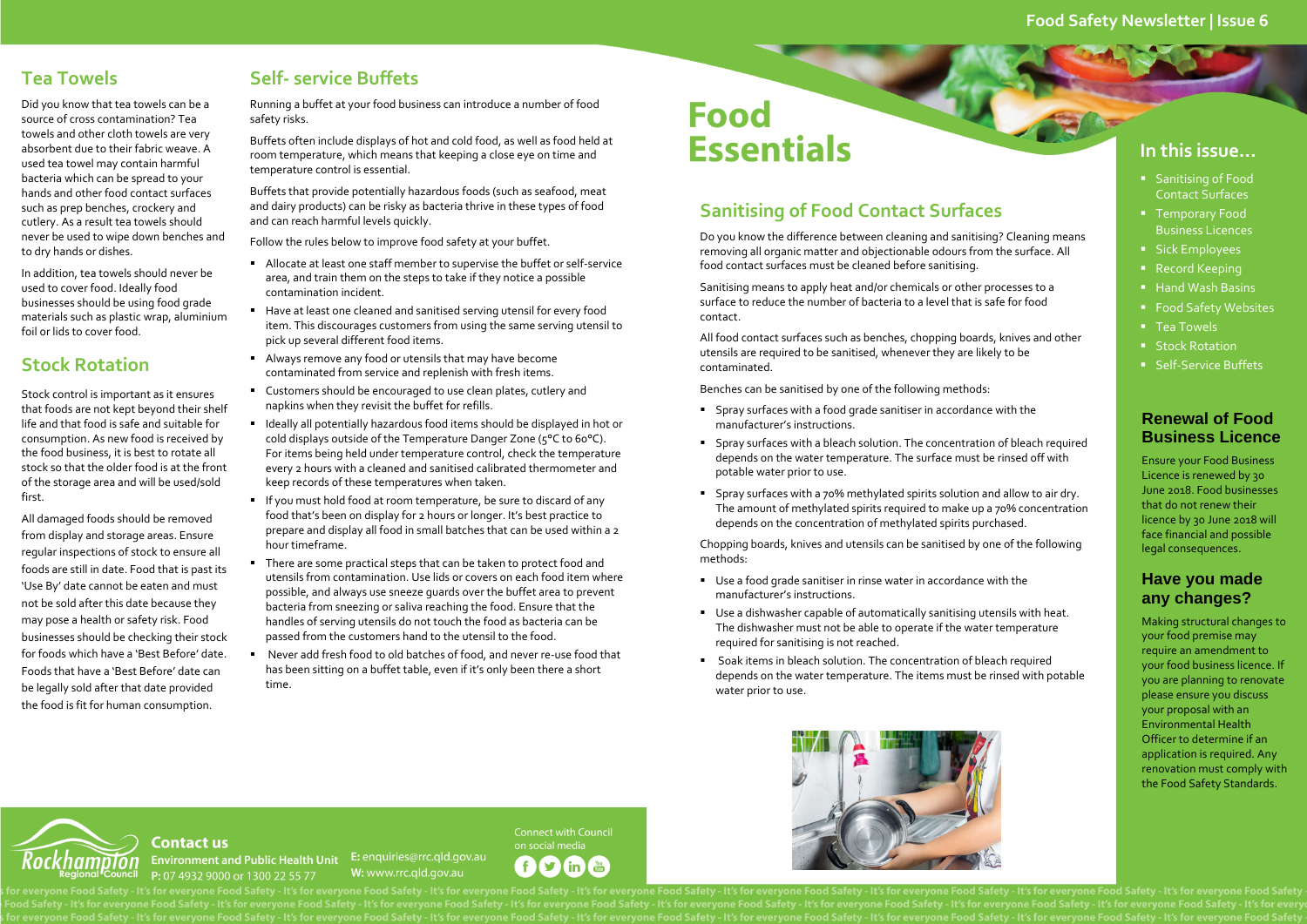# Food Essentials

## Sanitising of Food Contact Surfaces

Do you know the difference between cleaning and sanitising? Cleaning means removing all organic matter and objectionable odours from the surface. All food contact surfaces must be cleaned before sanitising.

Sanitising means to apply heat and/or chemicals or other processes to a surface to reduce the number of bacteria to a level that is safe for food contact.

All food contact surfaces such as benches, chopping boards, knives and other utensils are required to be sanitised, whenever they are likely to be contaminated.

Benches can be sanitised by one of the following methods:

- Spray surfaces with a food grade sanitiser in accordance with the manufacturer's instructions.
- Spray surfaces with a bleach solution. The concentration of bleach required depends on the water temperature. The surface must be rinsed off with potable water prior to use.
- Spray surfaces with a 70% methylated spirits solution and allow to air dry. The amount of methylated spirits required to make up a 70% concentration depends on the concentration of methylated spirits purchased.

Chopping boards, knives and utensils can be sanitised by one of the following methods:

- Use a food grade sanitiser in rinse water in accordance with the manufacturer's instructions.
- Use a dishwasher capable of automatically sanitising utensils with heat. The dishwasher must not be able to operate if the water temperature required for sanitising is not reached.
- Soak items in bleach solution. The concentration of bleach required depends on the water temperature. The items must be rinsed with potable water prior to use.

## Tea Towels

Did you know that tea towels can be a source of cross contamination? Tea towels and other cloth towels are very absorbent due to their fabric weave. A used tea towel may contain harmful bacteria which can be spread to your hands and other food contact surfaces such as prep benches, crockery and cutlery. As a result tea towels should never be used to wipe down benches and to dry hands or dishes.

In addition, tea towels should never be used to cover food. Ideally food businesses should be using food grade materials such as plastic wrap, aluminium foil or lids to cover food.

## Stock Rotation

Stock control is important as it ensures that foods are not kept beyond their shelf life and that food is safe and suitable for consumption. As new food is received by the food business, it is best to rotate all stock so that the older food is at the front of the storage area and will be used/sold first.

All damaged foods should be removed from display and storage areas. Ensure regular inspections of stock to ensure all foods are still in date. Food that is past its 'Use By' date cannot be eaten and must not be sold after this date because they may pose a health or safety risk. Food businesses should be checking their stock for foods which have a 'Best Before' date. Foods that have a 'Best Before' date can be legally sold after that date provided the food is fit for human consumption.

## Self- service Buffets

Running a buffet at your food business can introduce a number of food safety risks.

Buffets often include displays of hot and cold food, as well as food held at room temperature, which means that keeping a close eye on time and temperature control is essential.

Buffets that provide potentially hazardous foods (such as seafood, meat and dairy products) can be risky as bacteria thrive in these types of food and can reach harmful levels quickly.

Follow the rules below to improve food safety at your buffet.

- Allocate at least one staff member to supervise the buffet or self-service area, and train them on the steps to take if they notice a possible contamination incident.
- Have at least one cleaned and sanitised serving utensil for every food item. This discourages customers from using the same serving utensil to pick up several different food items.
- Always remove any food or utensils that may have become contaminated from service and replenish with fresh items.
- Customers should be encouraged to use clean plates, cutlery and napkins when they revisit the buffet for refills.
- Ideally all potentially hazardous food items should be displayed in hot or cold displays outside of the Temperature Danger Zone (5°C to 60°C). For items being held under temperature control, check the temperature every 2 hours with a cleaned and sanitised calibrated thermometer and keep records of these temperatures when taken.
- If you must hold food at room temperature, be sure to discard of any food that's been on display for 2 hours or longer. It's best practice to prepare and display all food in small batches that can be used within a 2 hour timeframe.
- There are some practical steps that can be taken to protect food and utensils from contamination. Use lids or covers on each food item where possible, and always use sneeze guards over the buffet area to prevent bacteria from sneezing or saliva reaching the food. Ensure that the handles of serving utensils do not touch the food as bacteria can be passed from the customers hand to the utensil to the food.
- Never add fresh food to old batches of food, and never re-use food that has been sitting on a buffet table, even if it's only been there a short time.

## In this issue...

- Sanitising of Food Contact Surfaces
- Temporary Food Business Licences
- Sick Employees
- Record Keeping
- Hand Wash Basins
- Food Safety Websites
- Tea Towels
- Stock Rotation
- Self-Service Buffets

## Renewal of Food Business Licence

Ensure your Food Business Licence is renewed by 30 June 2018. Food businesses that do not renew their licence by 30 June 2018 will face financial and possible legal consequences.

## Have you made any changes?

Making structural changes to your food premise may require an amendment to your food business licence. If you are planning to renovate please ensure you discuss your proposal with an Environmental Health Officer to determine if an application is required. Any renovation must comply with the Food Safety Standards.

**Contact us**

**Environment and Public Health Unit**
**P:** 07 4932 9000 or 1300 22 55 77
**E:** enquiries@rrc.qld.gov.au
**W:** www.rrc.qld.gov.au

Connect with Council on social media

It's for everyone Food Safety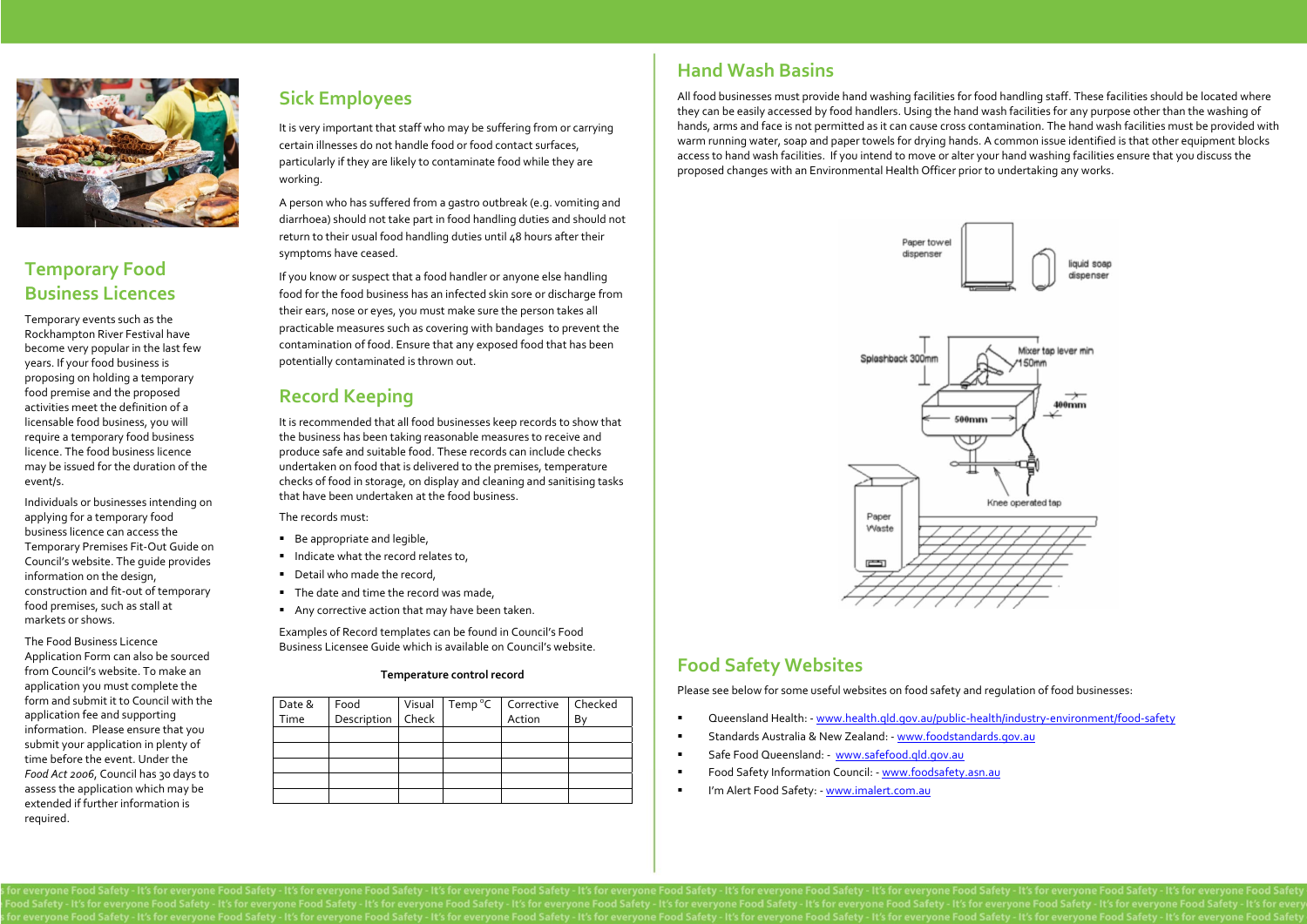## Temporary Food Business Licences

Temporary events such as the Rockhampton River Festival have become very popular in the last few years. If your food business is proposing on holding a temporary food premise and the proposed activities meet the definition of a licensable food business, you will require a temporary food business licence. The food business licence may be issued for the duration of the event/s.

Individuals or businesses intending on applying for a temporary food business licence can access the Temporary Premises Fit-Out Guide on Council's website. The guide provides information on the design, construction and fit-out of temporary food premises, such as stall at markets or shows.

The Food Business Licence Application Form can also be sourced from Council's website. To make an application you must complete the form and submit it to Council with the application fee and supporting information. Please ensure that you submit your application in plenty of time before the event. Under the *Food Act 2006*, Council has 30 days to assess the application which may be extended if further information is required.

## Sick Employees

It is very important that staff who may be suffering from or carrying certain illnesses do not handle food or food contact surfaces, particularly if they are likely to contaminate food while they are working.

A person who has suffered from a gastro outbreak (e.g. vomiting and diarrhoea) should not take part in food handling duties and should not return to their usual food handling duties until 48 hours after their symptoms have ceased.

If you know or suspect that a food handler or anyone else handling food for the food business has an infected skin sore or discharge from their ears, nose or eyes, you must make sure the person takes all practicable measures such as covering with bandages to prevent the contamination of food. Ensure that any exposed food that has been potentially contaminated is thrown out.

## Record Keeping

It is recommended that all food businesses keep records to show that the business has been taking reasonable measures to receive and produce safe and suitable food. These records can include checks undertaken on food that is delivered to the premises, temperature checks of food in storage, on display and cleaning and sanitising tasks that have been undertaken at the food business.

The records must:

- Be appropriate and legible,
- Indicate what the record relates to,
- Detail who made the record,
- The date and time the record was made,
- Any corrective action that may have been taken.

Examples of Record templates can be found in Council's Food Business Licensee Guide which is available on Council's website.

**Temperature control record**

| Date & Time | Food Description | Visual Check | Temp °C | Corrective Action | Checked By |
|---|---|---|---|---|---|
| | | | | | |
| | | | | | |
| | | | | | |
| | | | | | |
| | | | | | |

## Hand Wash Basins

All food businesses must provide hand washing facilities for food handling staff. These facilities should be located where they can be easily accessed by food handlers. Using the hand wash facilities for any purpose other than the washing of hands, arms and face is not permitted as it can cause cross contamination. The hand wash facilities must be provided with warm running water, soap and paper towels for drying hands. A common issue identified is that other equipment blocks access to hand wash facilities. If you intend to move or alter your hand washing facilities ensure that you discuss the proposed changes with an Environmental Health Officer prior to undertaking any works.

Paper towel dispenser
liquid soap dispenser
Splashback 300mm
Mixer tap lever min 150mm
400mm
500mm
Knee operated tap
Paper Waste

## Food Safety Websites

Please see below for some useful websites on food safety and regulation of food businesses:

- Queensland Health: - www.health.qld.gov.au/public-health/industry-environment/food-safety
- Standards Australia & New Zealand: - www.foodstandards.gov.au
- Safe Food Queensland: - www.safefood.qld.gov.au
- Food Safety Information Council: - www.foodsafety.asn.au
- I'm Alert Food Safety: - www.imalert.com.au